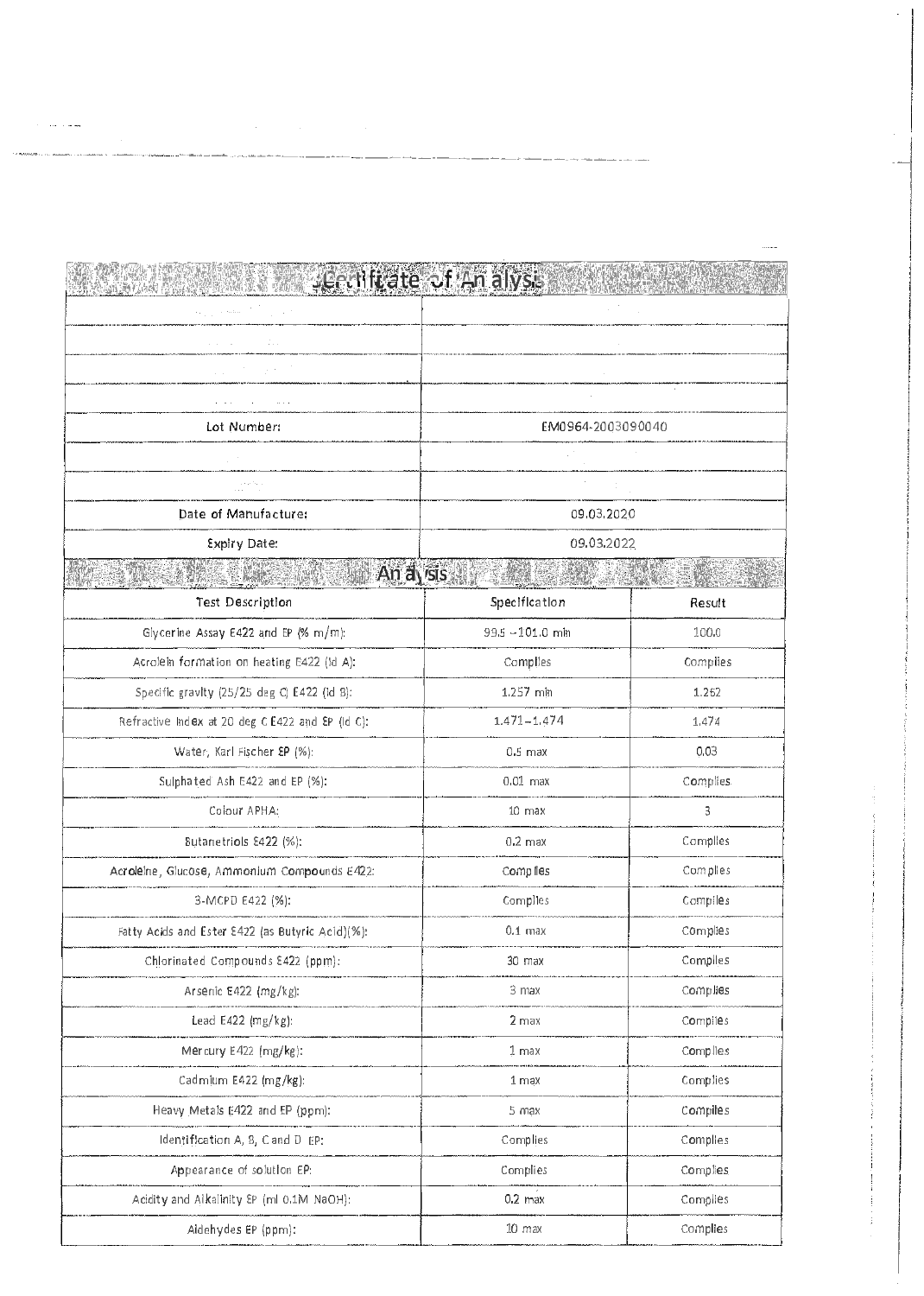## Certificate of Analysis

| | |
|---|---|
| | |
| | |
| | |
| | |
| Lot Number: | EM0964-2003090040 |
| | |
| | |
| Date of Manufacture: | 09.03.2020 |
| Expiry Date: | 09.03.2022 |

## Analysis

| Test Description | Specification | Result |
|---|---|---|
| Glycerine Assay E422 and EP (% m/m): | 99.5 – 101.0 min | 100.0 |
| Acrolein formation on heating E422 (Id A): | Complies | Complies |
| Specific gravity (25/25 deg C) E422 (Id B): | 1.257 min | 1.262 |
| Refractive Index at 20 deg C E422 and EP (Id C): | 1.471 – 1.474 | 1.474 |
| Water, Karl Fischer EP (%): | 0.5 max | 0.03 |
| Sulphated Ash E422 and EP (%): | 0.01 max | Complies |
| Colour APHA: | 10 max | 3 |
| Butanetriols E422 (%): | 0.2 max | Complies |
| Acroleine, Glucose, Ammonium Compounds E422: | Complies | Complies |
| 3-MCPD E422 (%): | Complies | Complies |
| Fatty Acids and Ester E422 (as Butyric Acid)(%): | 0.1 max | Complies |
| Chlorinated Compounds E422 (ppm): | 30 max | Complies |
| Arsenic E422 (mg/kg): | 3 max | Complies |
| Lead E422 (mg/kg): | 2 max | Complies |
| Mercury E422 (mg/kg): | 1 max | Complies |
| Cadmium E422 (mg/kg): | 1 max | Complies |
| Heavy Metals E422 and EP (ppm): | 5 max | Complies |
| Identification A, B, C and D EP: | Complies | Complies |
| Appearance of solution EP: | Complies | Complies |
| Acidity and Alkalinity EP (ml 0.1M NaOH): | 0.2 max | Complies |
| Aldehydes EP (ppm): | 10 max | Complies |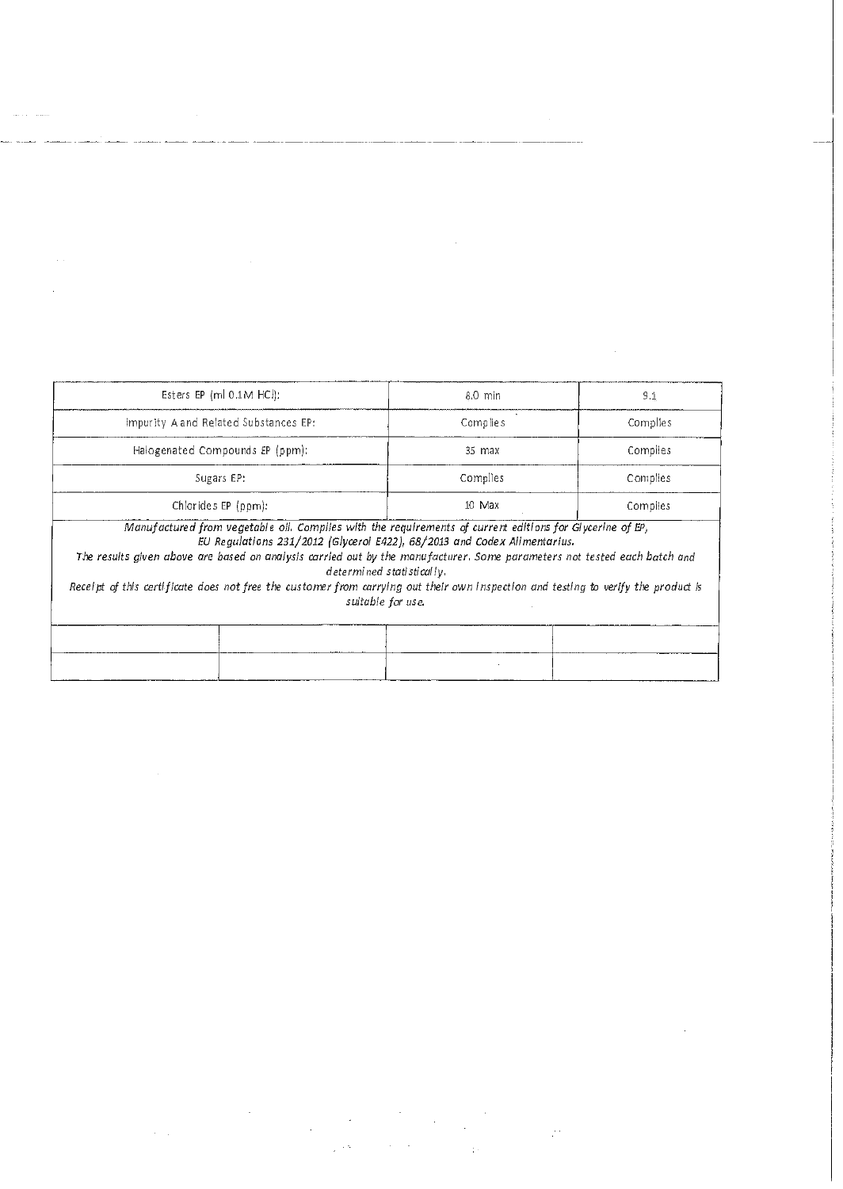| | | |
|---|---|---|
| Esters EP (ml 0.1M HCl): | 8.0 min | 9.1 |
| Impurity A and Related Substances EP: | Complies | Complies |
| Halogenated Compounds EP (ppm): | 35 max | Complies |
| Sugars EP: | Complies | Complies |
| Chlorides EP (ppm): | 10 Max | Complies |

*Manufactured from vegetable oil. Complies with the requirements of current editions for Glycerine of EP, EU Regulations 231/2012 (Glycerol E422), 68/2013 and Codex Alimentarius.*

*The results given above are based on analysis carried out by the manufacturer. Some parameters not tested each batch and determined statistically.*

*Receipt of this certificate does not free the customer from carrying out their own inspection and testing to verify the product is suitable for use.*

| | | | |
|---|---|---|---|
| | | | |
| | | | |